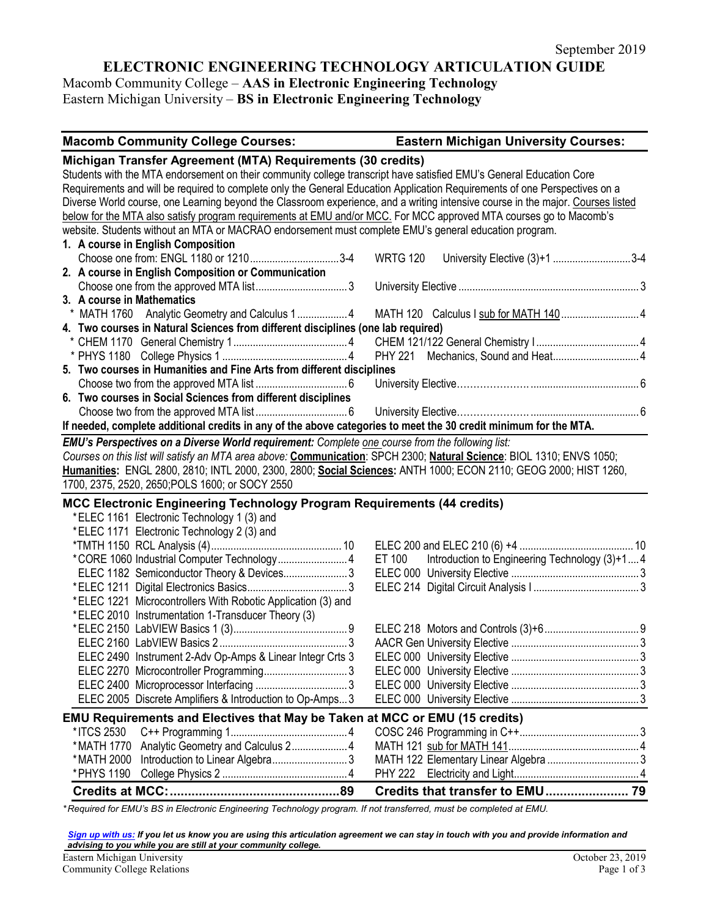September 2019

# ELECTRONIC ENGINEERING TECHNOLOGY ARTICULATION GUIDE

Macomb Community College – **AAS in Electronic Engineering Technology**
Eastern Michigan University – **BS in Electronic Engineering Technology**

| Macomb Community College Courses: | Eastern Michigan University Courses: |
|---|---|
| **Michigan Transfer Agreement (MTA) Requirements (30 credits)** | |
| Students with the MTA endorsement on their community college transcript have satisfied EMU's General Education Core Requirements and will be required to complete only the General Education Application Requirements of one Perspectives on a Diverse World course, one Learning beyond the Classroom experience, and a writing intensive course in the major. Courses listed below for the MTA also satisfy program requirements at EMU and/or MCC. For MCC approved MTA courses go to Macomb's website. Students without an MTA or MACRAO endorsement must complete EMU's general education program. | |
| **1. A course in English Composition** | |
| Choose one from: ENGL 1180 or 1210 ... 3-4 | WRTG 120 University Elective (3)+1 ... 3-4 |
| **2. A course in English Composition or Communication** | |
| Choose one from the approved MTA list ... 3 | University Elective ... 3 |
| **3. A course in Mathematics** | |
| * MATH 1760 Analytic Geometry and Calculus 1 ... 4 | MATH 120 Calculus I sub for MATH 140 ... 4 |
| **4. Two courses in Natural Sciences from different disciplines (one lab required)** | |
| * CHEM 1170 General Chemistry 1 ... 4 | CHEM 121/122 General Chemistry I ... 4 |
| * PHYS 1180 College Physics 1 ... 4 | PHY 221 Mechanics, Sound and Heat ... 4 |
| **5. Two courses in Humanities and Fine Arts from different disciplines** | |
| Choose two from the approved MTA list ... 6 | University Elective ... 6 |
| **6. Two courses in Social Sciences from different disciplines** | |
| Choose two from the approved MTA list ... 6 | University Elective ... 6 |
| **If needed, complete additional credits in any of the above categories to meet the 30 credit minimum for the MTA.** | |
| ***EMU's Perspectives on a Diverse World requirement:*** *Complete one course from the following list: Courses on this list will satisfy an MTA area above:* **Communication**: SPCH 2300; **Natural Science**: BIOL 1310; ENVS 1050; **Humanities:** ENGL 2800, 2810; INTL 2000, 2300, 2800; **Social Sciences:** ANTH 1000; ECON 2110; GEOG 2000; HIST 1260, 1700, 2375, 2520, 2650;POLS 1600; or SOCY 2550 | |
| **MCC Electronic Engineering Technology Program Requirements (44 credits)** | |
| *ELEC 1161 Electronic Technology 1 (3) and *ELEC 1171 Electronic Technology 2 (3) and *TMTH 1150 RCL Analysis (4) ... 10 | ELEC 200 and ELEC 210 (6) +4 ... 10 |
| *CORE 1060 Industrial Computer Technology ... 4 | ET 100 Introduction to Engineering Technology (3)+1 ... 4 |
| ELEC 1182 Semiconductor Theory & Devices ... 3 | ELEC 000 University Elective ... 3 |
| *ELEC 1211 Digital Electronics Basics ... 3 | ELEC 214 Digital Circuit Analysis I ... 3 |
| *ELEC 1221 Microcontrollers With Robotic Application (3) and *ELEC 2010 Instrumentation 1-Transducer Theory (3) *ELEC 2150 LabVIEW Basics 1 (3) ... 9 | ELEC 218 Motors and Controls (3)+6 ... 9 |
| ELEC 2160 LabVIEW Basics 2 ... 3 | AACR Gen University Elective ... 3 |
| ELEC 2490 Instrument 2-Adv Op-Amps & Linear Integr Crts 3 | ELEC 000 University Elective ... 3 |
| ELEC 2270 Microcontroller Programming ... 3 | ELEC 000 University Elective ... 3 |
| ELEC 2400 Microprocessor Interfacing ... 3 | ELEC 000 University Elective ... 3 |
| ELEC 2005 Discrete Amplifiers & Introduction to Op-Amps ... 3 | ELEC 000 University Elective ... 3 |
| **EMU Requirements and Electives that May be Taken at MCC or EMU (15 credits)** | |
| *ITCS 2530 C++ Programming 1 ... 4 | COSC 246 Programming in C++ ... 3 |
| *MATH 1770 Analytic Geometry and Calculus 2 ... 4 | MATH 121 sub for MATH 141 ... 4 |
| *MATH 2000 Introduction to Linear Algebra ... 3 | MATH 122 Elementary Linear Algebra ... 3 |
| *PHYS 1190 College Physics 2 ... 4 | PHY 222 Electricity and Light ... 4 |
| **Credits at MCC: ... 89** | **Credits that transfer to EMU ... 79** |

*\*Required for EMU's BS in Electronic Engineering Technology program. If not transferred, must be completed at EMU.*

***Sign up with us:*** ***If you let us know you are using this articulation agreement we can stay in touch with you and provide information and advising to you while you are still at your community college.***

Eastern Michigan University
Community College Relations

October 23, 2019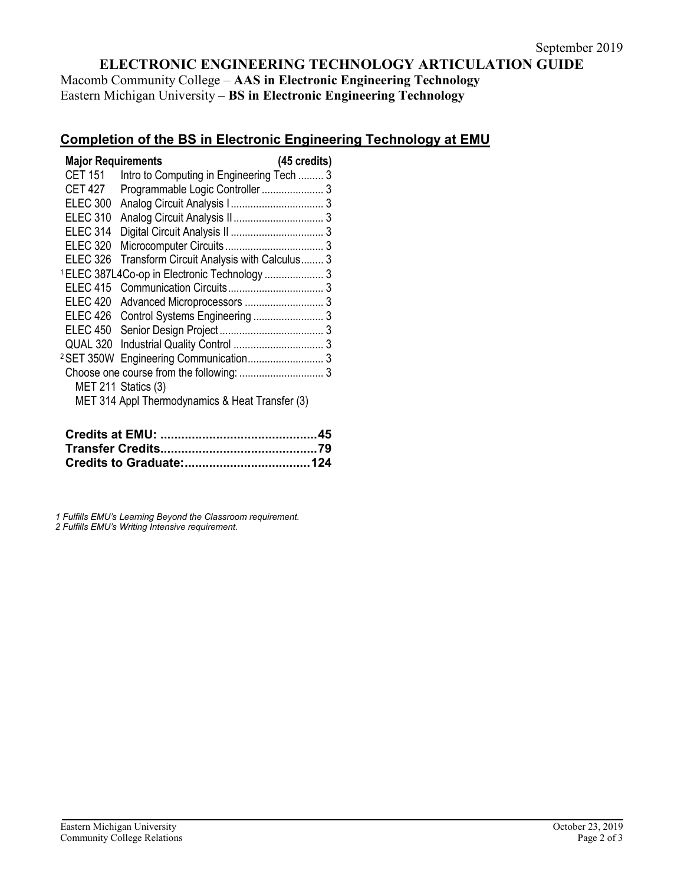September 2019

# ELECTRONIC ENGINEERING TECHNOLOGY ARTICULATION GUIDE

Macomb Community College – **AAS in Electronic Engineering Technology**
Eastern Michigan University – **BS in Electronic Engineering Technology**

## Completion of the BS in Electronic Engineering Technology at EMU

| **Major Requirements** | | **(45 credits)** |
|---|---|---|
| CET 151 | Intro to Computing in Engineering Tech | 3 |
| CET 427 | Programmable Logic Controller | 3 |
| ELEC 300 | Analog Circuit Analysis I | 3 |
| ELEC 310 | Analog Circuit Analysis II | 3 |
| ELEC 314 | Digital Circuit Analysis II | 3 |
| ELEC 320 | Microcomputer Circuits | 3 |
| ELEC 326 | Transform Circuit Analysis with Calculus | 3 |
| [1] ELEC 387L4 | Co-op in Electronic Technology | 3 |
| ELEC 415 | Communication Circuits | 3 |
| ELEC 420 | Advanced Microprocessors | 3 |
| ELEC 426 | Control Systems Engineering | 3 |
| ELEC 450 | Senior Design Project | 3 |
| QUAL 320 | Industrial Quality Control | 3 |
| [2] SET 350W | Engineering Communication | 3 |
| Choose one course from the following: | | 3 |
| MET 211 Statics (3) | | |
| MET 314 Appl Thermodynamics & Heat Transfer (3) | | |

**Credits at EMU: ............................................45**
**Transfer Credits............................................79**
**Credits to Graduate:...................................124**

*1 Fulfills EMU's Learning Beyond the Classroom requirement.*
*2 Fulfills EMU's Writing Intensive requirement.*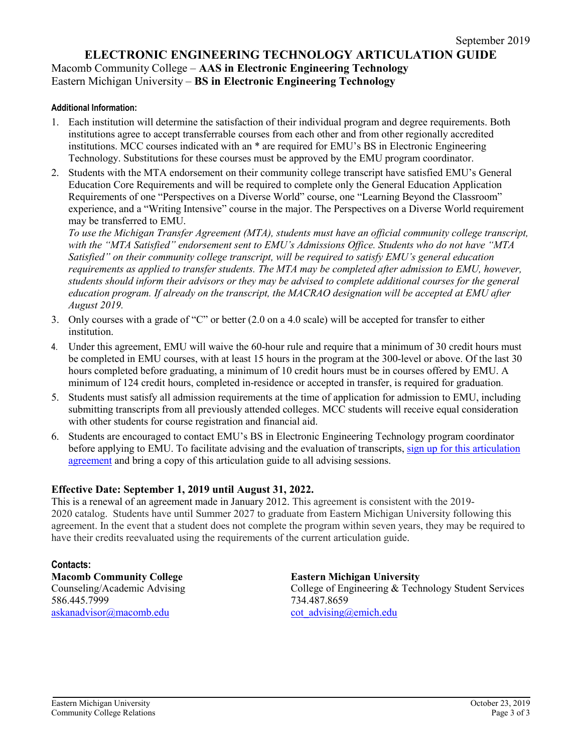September 2019

# ELECTRONIC ENGINEERING TECHNOLOGY ARTICULATION GUIDE

Macomb Community College – **AAS in Electronic Engineering Technology**
Eastern Michigan University – **BS in Electronic Engineering Technology**

**Additional Information:**

1. Each institution will determine the satisfaction of their individual program and degree requirements. Both institutions agree to accept transferrable courses from each other and from other regionally accredited institutions. MCC courses indicated with an * are required for EMU's BS in Electronic Engineering Technology. Substitutions for these courses must be approved by the EMU program coordinator.
2. Students with the MTA endorsement on their community college transcript have satisfied EMU's General Education Core Requirements and will be required to complete only the General Education Application Requirements of one "Perspectives on a Diverse World" course, one "Learning Beyond the Classroom" experience, and a "Writing Intensive" course in the major. The Perspectives on a Diverse World requirement may be transferred to EMU.
   *To use the Michigan Transfer Agreement (MTA), students must have an official community college transcript, with the "MTA Satisfied" endorsement sent to EMU's Admissions Office. Students who do not have "MTA Satisfied" on their community college transcript, will be required to satisfy EMU's general education requirements as applied to transfer students. The MTA may be completed after admission to EMU, however, students should inform their advisors or they may be advised to complete additional courses for the general education program. If already on the transcript, the MACRAO designation will be accepted at EMU after August 2019.*
3. Only courses with a grade of "C" or better (2.0 on a 4.0 scale) will be accepted for transfer to either institution.
4. Under this agreement, EMU will waive the 60-hour rule and require that a minimum of 30 credit hours must be completed in EMU courses, with at least 15 hours in the program at the 300-level or above. Of the last 30 hours completed before graduating, a minimum of 10 credit hours must be in courses offered by EMU. A minimum of 124 credit hours, completed in-residence or accepted in transfer, is required for graduation.
5. Students must satisfy all admission requirements at the time of application for admission to EMU, including submitting transcripts from all previously attended colleges. MCC students will receive equal consideration with other students for course registration and financial aid.
6. Students are encouraged to contact EMU's BS in Electronic Engineering Technology program coordinator before applying to EMU. To facilitate advising and the evaluation of transcripts, sign up for this articulation agreement and bring a copy of this articulation guide to all advising sessions.

**Effective Date: September 1, 2019 until August 31, 2022.**

This is a renewal of an agreement made in January 2012. This agreement is consistent with the 2019-2020 catalog. Students have until Summer 2027 to graduate from Eastern Michigan University following this agreement. In the event that a student does not complete the program within seven years, they may be required to have their credits reevaluated using the requirements of the current articulation guide.

**Contacts:**

**Macomb Community College**
Counseling/Academic Advising
586.445.7999
askanadvisor@macomb.edu

**Eastern Michigan University**
College of Engineering & Technology Student Services
734.487.8659
cot_advising@emich.edu